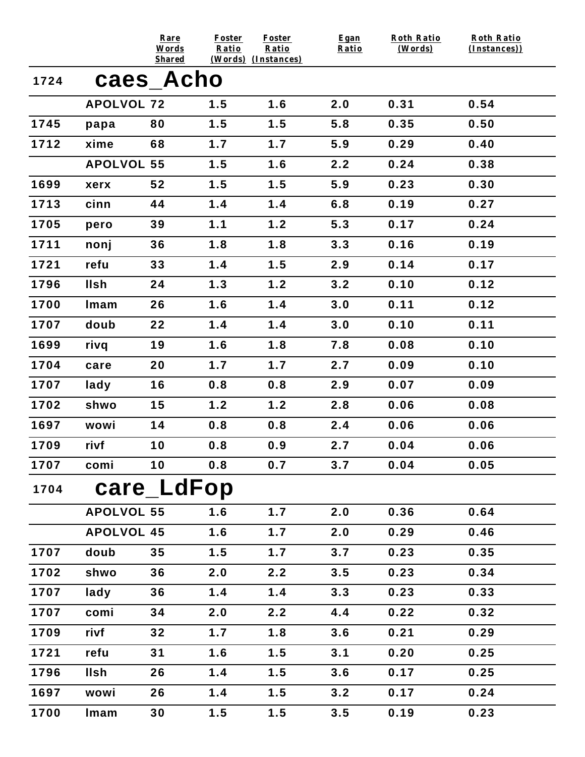| | | Rare Words Shared | Foster Ratio (Words) | Foster Ratio (Instances) | Egan Ratio | Roth Ratio (Words) | Roth Ratio (Instances)) |
|---|---|---|---|---|---|---|---|
| 1724 | **caes_Acho** | | | | | | |
| | APOLVOL | 72 | 1.5 | 1.6 | 2.0 | 0.31 | 0.54 |
| 1745 | papa | 80 | 1.5 | 1.5 | 5.8 | 0.35 | 0.50 |
| 1712 | xime | 68 | 1.7 | 1.7 | 5.9 | 0.29 | 0.40 |
| | APOLVOL | 55 | 1.5 | 1.6 | 2.2 | 0.24 | 0.38 |
| 1699 | xerx | 52 | 1.5 | 1.5 | 5.9 | 0.23 | 0.30 |
| 1713 | cinn | 44 | 1.4 | 1.4 | 6.8 | 0.19 | 0.27 |
| 1705 | pero | 39 | 1.1 | 1.2 | 5.3 | 0.17 | 0.24 |
| 1711 | nonj | 36 | 1.8 | 1.8 | 3.3 | 0.16 | 0.19 |
| 1721 | refu | 33 | 1.4 | 1.5 | 2.9 | 0.14 | 0.17 |
| 1796 | llsh | 24 | 1.3 | 1.2 | 3.2 | 0.10 | 0.12 |
| 1700 | lmam | 26 | 1.6 | 1.4 | 3.0 | 0.11 | 0.12 |
| 1707 | doub | 22 | 1.4 | 1.4 | 3.0 | 0.10 | 0.11 |
| 1699 | rivq | 19 | 1.6 | 1.8 | 7.8 | 0.08 | 0.10 |
| 1704 | care | 20 | 1.7 | 1.7 | 2.7 | 0.09 | 0.10 |
| 1707 | lady | 16 | 0.8 | 0.8 | 2.9 | 0.07 | 0.09 |
| 1702 | shwo | 15 | 1.2 | 1.2 | 2.8 | 0.06 | 0.08 |
| 1697 | wowi | 14 | 0.8 | 0.8 | 2.4 | 0.06 | 0.06 |
| 1709 | rivf | 10 | 0.8 | 0.9 | 2.7 | 0.04 | 0.06 |
| 1707 | comi | 10 | 0.8 | 0.7 | 3.7 | 0.04 | 0.05 |
| 1704 | **care_LdFop** | | | | | | |
| | APOLVOL | 55 | 1.6 | 1.7 | 2.0 | 0.36 | 0.64 |
| | APOLVOL | 45 | 1.6 | 1.7 | 2.0 | 0.29 | 0.46 |
| 1707 | doub | 35 | 1.5 | 1.7 | 3.7 | 0.23 | 0.35 |
| 1702 | shwo | 36 | 2.0 | 2.2 | 3.5 | 0.23 | 0.34 |
| 1707 | lady | 36 | 1.4 | 1.4 | 3.3 | 0.23 | 0.33 |
| 1707 | comi | 34 | 2.0 | 2.2 | 4.4 | 0.22 | 0.32 |
| 1709 | rivf | 32 | 1.7 | 1.8 | 3.6 | 0.21 | 0.29 |
| 1721 | refu | 31 | 1.6 | 1.5 | 3.1 | 0.20 | 0.25 |
| 1796 | llsh | 26 | 1.4 | 1.5 | 3.6 | 0.17 | 0.25 |
| 1697 | wowi | 26 | 1.4 | 1.5 | 3.2 | 0.17 | 0.24 |
| 1700 | lmam | 30 | 1.5 | 1.5 | 3.5 | 0.19 | 0.23 |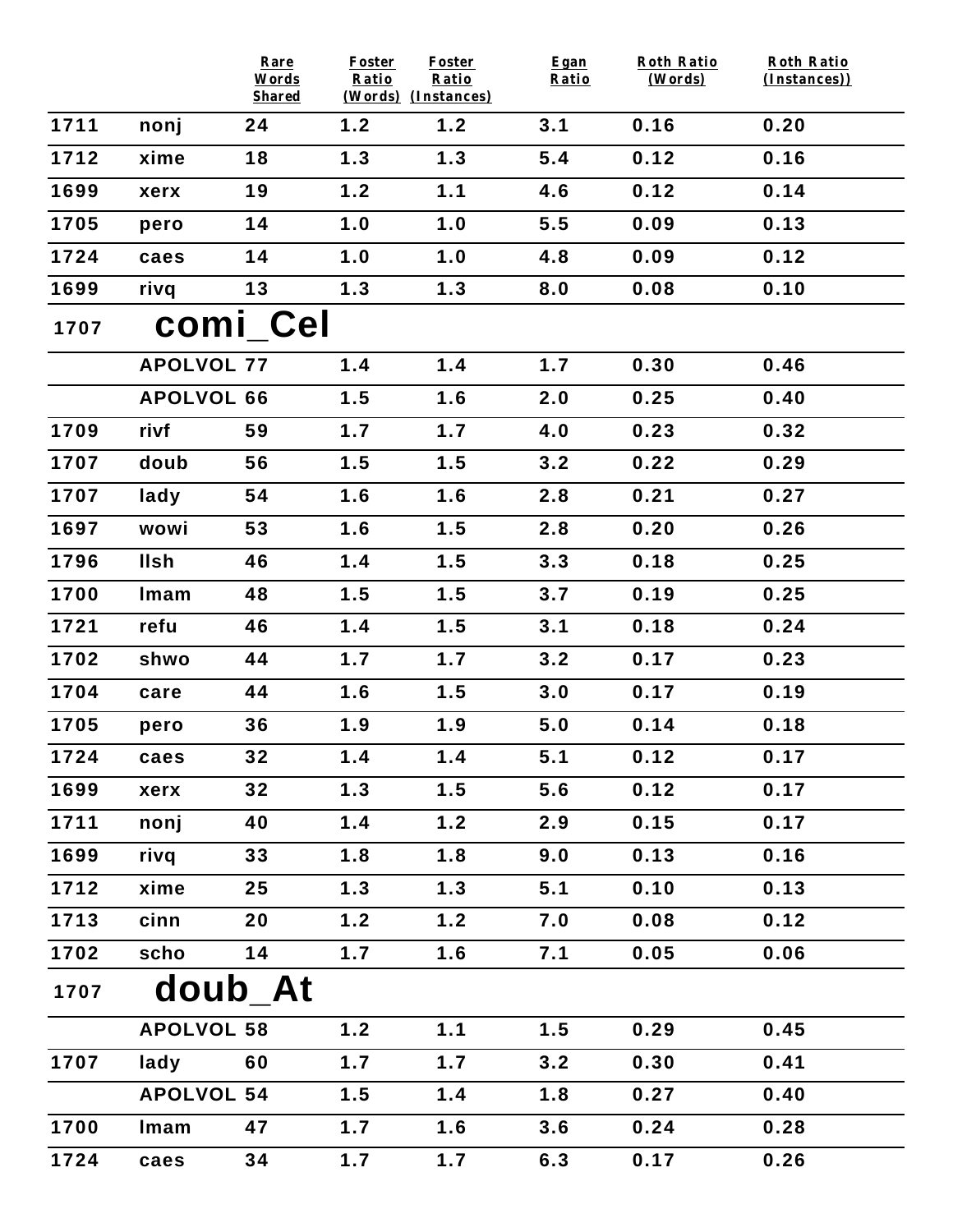| | | Rare Words Shared | Foster Ratio (Words) | Foster Ratio (Instances) | Egan Ratio | Roth Ratio (Words) | Roth Ratio (Instances)) |
|---|---|---|---|---|---|---|---|
| 1711 | nonj | 24 | 1.2 | 1.2 | 3.1 | 0.16 | 0.20 |
| 1712 | xime | 18 | 1.3 | 1.3 | 5.4 | 0.12 | 0.16 |
| 1699 | xerx | 19 | 1.2 | 1.1 | 4.6 | 0.12 | 0.14 |
| 1705 | pero | 14 | 1.0 | 1.0 | 5.5 | 0.09 | 0.13 |
| 1724 | caes | 14 | 1.0 | 1.0 | 4.8 | 0.09 | 0.12 |
| 1699 | rivq | 13 | 1.3 | 1.3 | 8.0 | 0.08 | 0.10 |
| 1707 | **comi_Cel** | | | | | | |
| | APOLVOL | 77 | 1.4 | 1.4 | 1.7 | 0.30 | 0.46 |
| | APOLVOL | 66 | 1.5 | 1.6 | 2.0 | 0.25 | 0.40 |
| 1709 | rivf | 59 | 1.7 | 1.7 | 4.0 | 0.23 | 0.32 |
| 1707 | doub | 56 | 1.5 | 1.5 | 3.2 | 0.22 | 0.29 |
| 1707 | lady | 54 | 1.6 | 1.6 | 2.8 | 0.21 | 0.27 |
| 1697 | wowi | 53 | 1.6 | 1.5 | 2.8 | 0.20 | 0.26 |
| 1796 | llsh | 46 | 1.4 | 1.5 | 3.3 | 0.18 | 0.25 |
| 1700 | lmam | 48 | 1.5 | 1.5 | 3.7 | 0.19 | 0.25 |
| 1721 | refu | 46 | 1.4 | 1.5 | 3.1 | 0.18 | 0.24 |
| 1702 | shwo | 44 | 1.7 | 1.7 | 3.2 | 0.17 | 0.23 |
| 1704 | care | 44 | 1.6 | 1.5 | 3.0 | 0.17 | 0.19 |
| 1705 | pero | 36 | 1.9 | 1.9 | 5.0 | 0.14 | 0.18 |
| 1724 | caes | 32 | 1.4 | 1.4 | 5.1 | 0.12 | 0.17 |
| 1699 | xerx | 32 | 1.3 | 1.5 | 5.6 | 0.12 | 0.17 |
| 1711 | nonj | 40 | 1.4 | 1.2 | 2.9 | 0.15 | 0.17 |
| 1699 | rivq | 33 | 1.8 | 1.8 | 9.0 | 0.13 | 0.16 |
| 1712 | xime | 25 | 1.3 | 1.3 | 5.1 | 0.10 | 0.13 |
| 1713 | cinn | 20 | 1.2 | 1.2 | 7.0 | 0.08 | 0.12 |
| 1702 | scho | 14 | 1.7 | 1.6 | 7.1 | 0.05 | 0.06 |
| 1707 | **doub_At** | | | | | | |
| | APOLVOL | 58 | 1.2 | 1.1 | 1.5 | 0.29 | 0.45 |
| 1707 | lady | 60 | 1.7 | 1.7 | 3.2 | 0.30 | 0.41 |
| | APOLVOL | 54 | 1.5 | 1.4 | 1.8 | 0.27 | 0.40 |
| 1700 | lmam | 47 | 1.7 | 1.6 | 3.6 | 0.24 | 0.28 |
| 1724 | caes | 34 | 1.7 | 1.7 | 6.3 | 0.17 | 0.26 |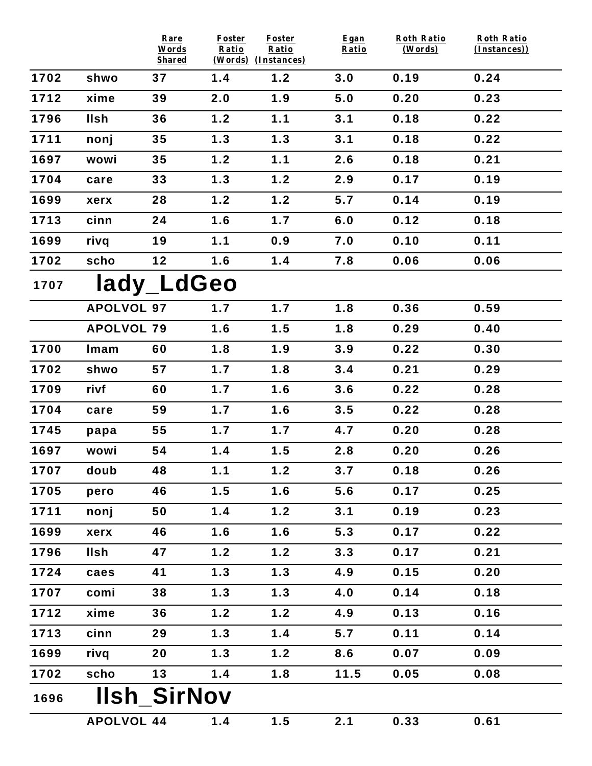| | | Rare Words Shared | Foster Ratio (Words) | Foster Ratio (Instances) | Egan Ratio | Roth Ratio (Words) | Roth Ratio (Instances)) |
|---|---|---|---|---|---|---|---|
| 1702 | shwo | 37 | 1.4 | 1.2 | 3.0 | 0.19 | 0.24 |
| 1712 | xime | 39 | 2.0 | 1.9 | 5.0 | 0.20 | 0.23 |
| 1796 | llsh | 36 | 1.2 | 1.1 | 3.1 | 0.18 | 0.22 |
| 1711 | nonj | 35 | 1.3 | 1.3 | 3.1 | 0.18 | 0.22 |
| 1697 | wowi | 35 | 1.2 | 1.1 | 2.6 | 0.18 | 0.21 |
| 1704 | care | 33 | 1.3 | 1.2 | 2.9 | 0.17 | 0.19 |
| 1699 | xerx | 28 | 1.2 | 1.2 | 5.7 | 0.14 | 0.19 |
| 1713 | cinn | 24 | 1.6 | 1.7 | 6.0 | 0.12 | 0.18 |
| 1699 | rivq | 19 | 1.1 | 0.9 | 7.0 | 0.10 | 0.11 |
| 1702 | scho | 12 | 1.6 | 1.4 | 7.8 | 0.06 | 0.06 |
| 1707 | **lady_LdGeo** | | | | | | |
| | APOLVOL | 97 | 1.7 | 1.7 | 1.8 | 0.36 | 0.59 |
| | APOLVOL | 79 | 1.6 | 1.5 | 1.8 | 0.29 | 0.40 |
| 1700 | lmam | 60 | 1.8 | 1.9 | 3.9 | 0.22 | 0.30 |
| 1702 | shwo | 57 | 1.7 | 1.8 | 3.4 | 0.21 | 0.29 |
| 1709 | rivf | 60 | 1.7 | 1.6 | 3.6 | 0.22 | 0.28 |
| 1704 | care | 59 | 1.7 | 1.6 | 3.5 | 0.22 | 0.28 |
| 1745 | papa | 55 | 1.7 | 1.7 | 4.7 | 0.20 | 0.28 |
| 1697 | wowi | 54 | 1.4 | 1.5 | 2.8 | 0.20 | 0.26 |
| 1707 | doub | 48 | 1.1 | 1.2 | 3.7 | 0.18 | 0.26 |
| 1705 | pero | 46 | 1.5 | 1.6 | 5.6 | 0.17 | 0.25 |
| 1711 | nonj | 50 | 1.4 | 1.2 | 3.1 | 0.19 | 0.23 |
| 1699 | xerx | 46 | 1.6 | 1.6 | 5.3 | 0.17 | 0.22 |
| 1796 | llsh | 47 | 1.2 | 1.2 | 3.3 | 0.17 | 0.21 |
| 1724 | caes | 41 | 1.3 | 1.3 | 4.9 | 0.15 | 0.20 |
| 1707 | comi | 38 | 1.3 | 1.3 | 4.0 | 0.14 | 0.18 |
| 1712 | xime | 36 | 1.2 | 1.2 | 4.9 | 0.13 | 0.16 |
| 1713 | cinn | 29 | 1.3 | 1.4 | 5.7 | 0.11 | 0.14 |
| 1699 | rivq | 20 | 1.3 | 1.2 | 8.6 | 0.07 | 0.09 |
| 1702 | scho | 13 | 1.4 | 1.8 | 11.5 | 0.05 | 0.08 |
| 1696 | **llsh_SirNov** | | | | | | |
| | APOLVOL | 44 | 1.4 | 1.5 | 2.1 | 0.33 | 0.61 |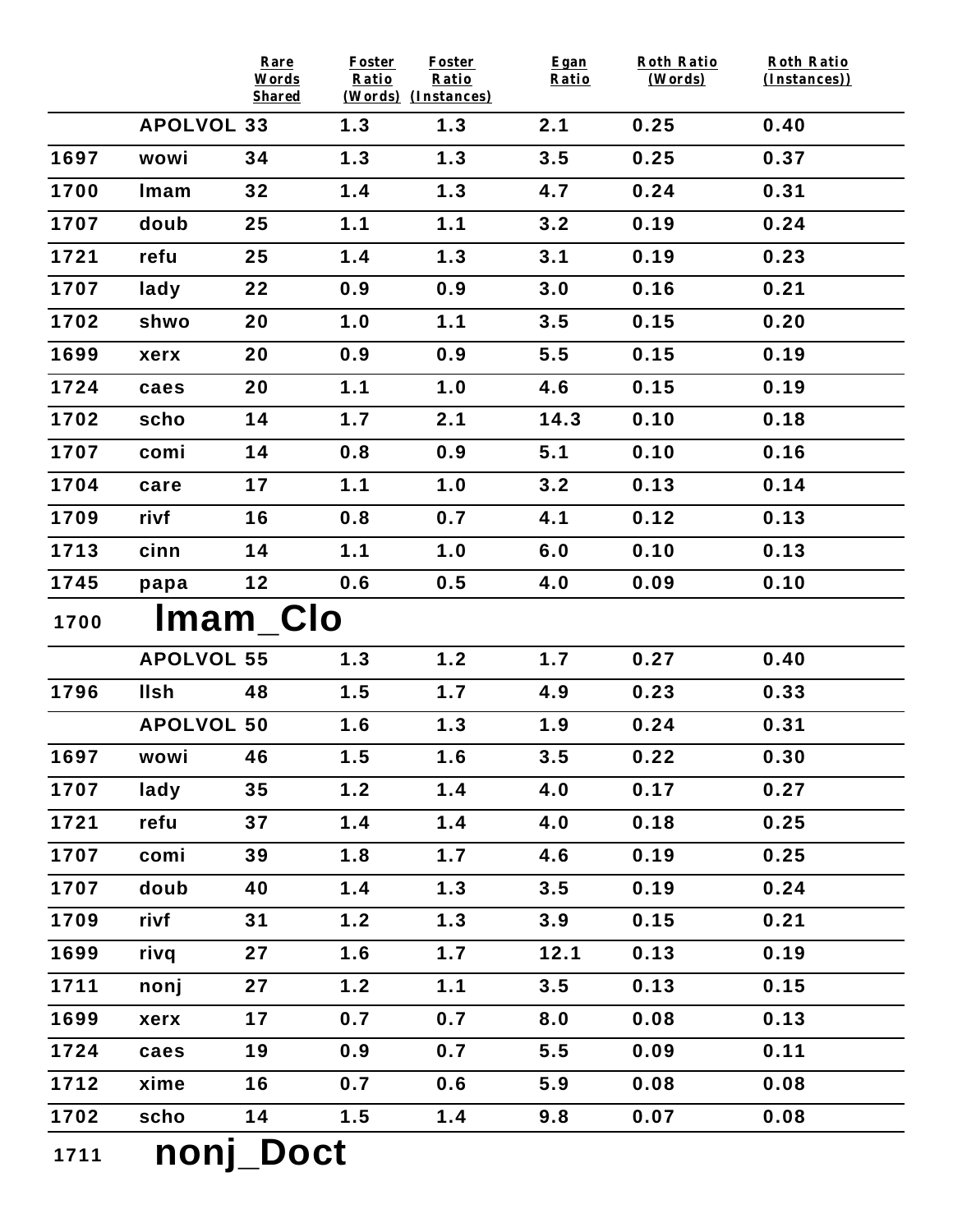|  |  | Rare Words Shared | Foster Ratio (Words) | Foster Ratio (Instances) | Egan Ratio | Roth Ratio (Words) | Roth Ratio (Instances)) |
|---|---|---|---|---|---|---|---|
|  | APOLVOL | 33 | 1.3 | 1.3 | 2.1 | 0.25 | 0.40 |
| 1697 | wowi | 34 | 1.3 | 1.3 | 3.5 | 0.25 | 0.37 |
| 1700 | lmam | 32 | 1.4 | 1.3 | 4.7 | 0.24 | 0.31 |
| 1707 | doub | 25 | 1.1 | 1.1 | 3.2 | 0.19 | 0.24 |
| 1721 | refu | 25 | 1.4 | 1.3 | 3.1 | 0.19 | 0.23 |
| 1707 | lady | 22 | 0.9 | 0.9 | 3.0 | 0.16 | 0.21 |
| 1702 | shwo | 20 | 1.0 | 1.1 | 3.5 | 0.15 | 0.20 |
| 1699 | xerx | 20 | 0.9 | 0.9 | 5.5 | 0.15 | 0.19 |
| 1724 | caes | 20 | 1.1 | 1.0 | 4.6 | 0.15 | 0.19 |
| 1702 | scho | 14 | 1.7 | 2.1 | 14.3 | 0.10 | 0.18 |
| 1707 | comi | 14 | 0.8 | 0.9 | 5.1 | 0.10 | 0.16 |
| 1704 | care | 17 | 1.1 | 1.0 | 3.2 | 0.13 | 0.14 |
| 1709 | rivf | 16 | 0.8 | 0.7 | 4.1 | 0.12 | 0.13 |
| 1713 | cinn | 14 | 1.1 | 1.0 | 6.0 | 0.10 | 0.13 |
| 1745 | papa | 12 | 0.6 | 0.5 | 4.0 | 0.09 | 0.10 |

## 1700 lmam_Clo

|  |  | Rare Words Shared | Foster Ratio (Words) | Foster Ratio (Instances) | Egan Ratio | Roth Ratio (Words) | Roth Ratio (Instances)) |
|---|---|---|---|---|---|---|---|
|  | APOLVOL | 55 | 1.3 | 1.2 | 1.7 | 0.27 | 0.40 |
| 1796 | llsh | 48 | 1.5 | 1.7 | 4.9 | 0.23 | 0.33 |
|  | APOLVOL | 50 | 1.6 | 1.3 | 1.9 | 0.24 | 0.31 |
| 1697 | wowi | 46 | 1.5 | 1.6 | 3.5 | 0.22 | 0.30 |
| 1707 | lady | 35 | 1.2 | 1.4 | 4.0 | 0.17 | 0.27 |
| 1721 | refu | 37 | 1.4 | 1.4 | 4.0 | 0.18 | 0.25 |
| 1707 | comi | 39 | 1.8 | 1.7 | 4.6 | 0.19 | 0.25 |
| 1707 | doub | 40 | 1.4 | 1.3 | 3.5 | 0.19 | 0.24 |
| 1709 | rivf | 31 | 1.2 | 1.3 | 3.9 | 0.15 | 0.21 |
| 1699 | rivq | 27 | 1.6 | 1.7 | 12.1 | 0.13 | 0.19 |
| 1711 | nonj | 27 | 1.2 | 1.1 | 3.5 | 0.13 | 0.15 |
| 1699 | xerx | 17 | 0.7 | 0.7 | 8.0 | 0.08 | 0.13 |
| 1724 | caes | 19 | 0.9 | 0.7 | 5.5 | 0.09 | 0.11 |
| 1712 | xime | 16 | 0.7 | 0.6 | 5.9 | 0.08 | 0.08 |
| 1702 | scho | 14 | 1.5 | 1.4 | 9.8 | 0.07 | 0.08 |

## 1711 nonj_Doct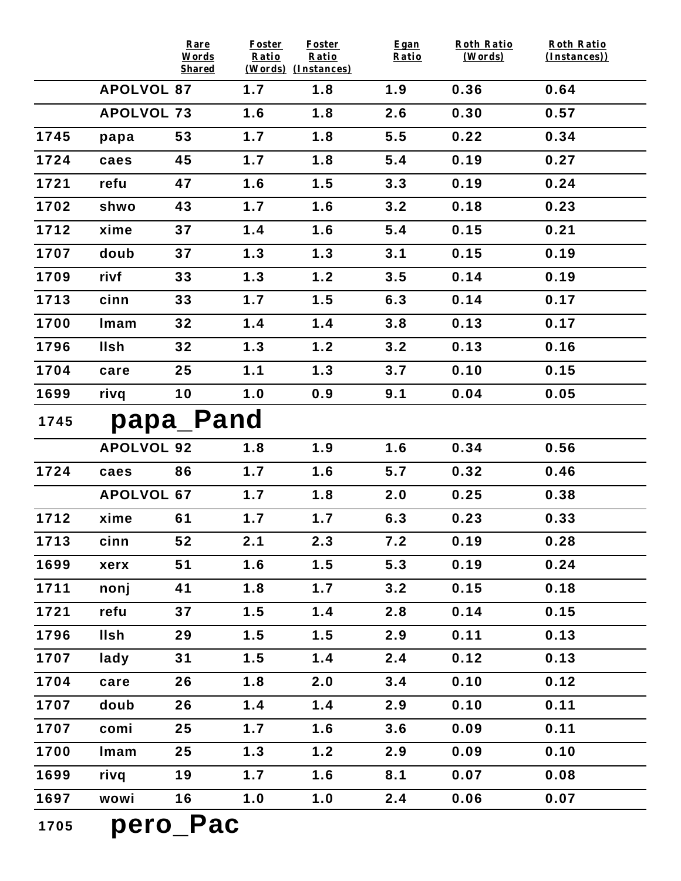| | | Rare Words Shared | Foster Ratio (Words) | Foster Ratio (Instances) | Egan Ratio | Roth Ratio (Words) | Roth Ratio (Instances)) |
|---|---|---|---|---|---|---|---|
| | APOLVOL | 87 | 1.7 | 1.8 | 1.9 | 0.36 | 0.64 |
| | APOLVOL | 73 | 1.6 | 1.8 | 2.6 | 0.30 | 0.57 |
| 1745 | papa | 53 | 1.7 | 1.8 | 5.5 | 0.22 | 0.34 |
| 1724 | caes | 45 | 1.7 | 1.8 | 5.4 | 0.19 | 0.27 |
| 1721 | refu | 47 | 1.6 | 1.5 | 3.3 | 0.19 | 0.24 |
| 1702 | shwo | 43 | 1.7 | 1.6 | 3.2 | 0.18 | 0.23 |
| 1712 | xime | 37 | 1.4 | 1.6 | 5.4 | 0.15 | 0.21 |
| 1707 | doub | 37 | 1.3 | 1.3 | 3.1 | 0.15 | 0.19 |
| 1709 | rivf | 33 | 1.3 | 1.2 | 3.5 | 0.14 | 0.19 |
| 1713 | cinn | 33 | 1.7 | 1.5 | 6.3 | 0.14 | 0.17 |
| 1700 | lmam | 32 | 1.4 | 1.4 | 3.8 | 0.13 | 0.17 |
| 1796 | llsh | 32 | 1.3 | 1.2 | 3.2 | 0.13 | 0.16 |
| 1704 | care | 25 | 1.1 | 1.3 | 3.7 | 0.10 | 0.15 |
| 1699 | rivq | 10 | 1.0 | 0.9 | 9.1 | 0.04 | 0.05 |

## 1745 papa_Pand

| | | Rare Words Shared | Foster Ratio (Words) | Foster Ratio (Instances) | Egan Ratio | Roth Ratio (Words) | Roth Ratio (Instances)) |
|---|---|---|---|---|---|---|---|
| | APOLVOL | 92 | 1.8 | 1.9 | 1.6 | 0.34 | 0.56 |
| 1724 | caes | 86 | 1.7 | 1.6 | 5.7 | 0.32 | 0.46 |
| | APOLVOL | 67 | 1.7 | 1.8 | 2.0 | 0.25 | 0.38 |
| 1712 | xime | 61 | 1.7 | 1.7 | 6.3 | 0.23 | 0.33 |
| 1713 | cinn | 52 | 2.1 | 2.3 | 7.2 | 0.19 | 0.28 |
| 1699 | xerx | 51 | 1.6 | 1.5 | 5.3 | 0.19 | 0.24 |
| 1711 | nonj | 41 | 1.8 | 1.7 | 3.2 | 0.15 | 0.18 |
| 1721 | refu | 37 | 1.5 | 1.4 | 2.8 | 0.14 | 0.15 |
| 1796 | llsh | 29 | 1.5 | 1.5 | 2.9 | 0.11 | 0.13 |
| 1707 | lady | 31 | 1.5 | 1.4 | 2.4 | 0.12 | 0.13 |
| 1704 | care | 26 | 1.8 | 2.0 | 3.4 | 0.10 | 0.12 |
| 1707 | doub | 26 | 1.4 | 1.4 | 2.9 | 0.10 | 0.11 |
| 1707 | comi | 25 | 1.7 | 1.6 | 3.6 | 0.09 | 0.11 |
| 1700 | lmam | 25 | 1.3 | 1.2 | 2.9 | 0.09 | 0.10 |
| 1699 | rivq | 19 | 1.7 | 1.6 | 8.1 | 0.07 | 0.08 |
| 1697 | wowi | 16 | 1.0 | 1.0 | 2.4 | 0.06 | 0.07 |

## 1705 pero_Pac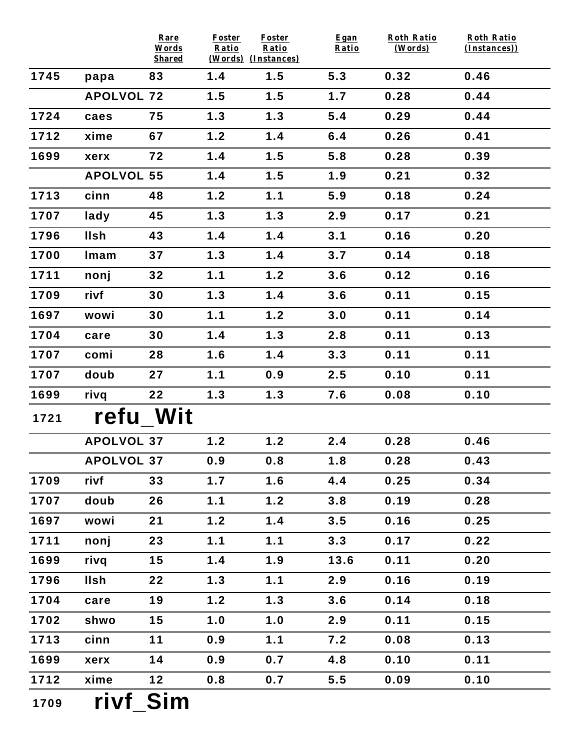| | | Rare Words Shared | Foster Ratio (Words) | Foster Ratio (Instances) | Egan Ratio | Roth Ratio (Words) | Roth Ratio (Instances)) |
|---|---|---|---|---|---|---|---|
| 1745 | papa | 83 | 1.4 | 1.5 | 5.3 | 0.32 | 0.46 |
| | APOLVOL | 72 | 1.5 | 1.5 | 1.7 | 0.28 | 0.44 |
| 1724 | caes | 75 | 1.3 | 1.3 | 5.4 | 0.29 | 0.44 |
| 1712 | xime | 67 | 1.2 | 1.4 | 6.4 | 0.26 | 0.41 |
| 1699 | xerx | 72 | 1.4 | 1.5 | 5.8 | 0.28 | 0.39 |
| | APOLVOL | 55 | 1.4 | 1.5 | 1.9 | 0.21 | 0.32 |
| 1713 | cinn | 48 | 1.2 | 1.1 | 5.9 | 0.18 | 0.24 |
| 1707 | lady | 45 | 1.3 | 1.3 | 2.9 | 0.17 | 0.21 |
| 1796 | llsh | 43 | 1.4 | 1.4 | 3.1 | 0.16 | 0.20 |
| 1700 | lmam | 37 | 1.3 | 1.4 | 3.7 | 0.14 | 0.18 |
| 1711 | nonj | 32 | 1.1 | 1.2 | 3.6 | 0.12 | 0.16 |
| 1709 | rivf | 30 | 1.3 | 1.4 | 3.6 | 0.11 | 0.15 |
| 1697 | wowi | 30 | 1.1 | 1.2 | 3.0 | 0.11 | 0.14 |
| 1704 | care | 30 | 1.4 | 1.3 | 2.8 | 0.11 | 0.13 |
| 1707 | comi | 28 | 1.6 | 1.4 | 3.3 | 0.11 | 0.11 |
| 1707 | doub | 27 | 1.1 | 0.9 | 2.5 | 0.10 | 0.11 |
| 1699 | rivq | 22 | 1.3 | 1.3 | 7.6 | 0.08 | 0.10 |
| **1721** | **refu_Wit** | | | | | | |
| | APOLVOL | 37 | 1.2 | 1.2 | 2.4 | 0.28 | 0.46 |
| | APOLVOL | 37 | 0.9 | 0.8 | 1.8 | 0.28 | 0.43 |
| 1709 | rivf | 33 | 1.7 | 1.6 | 4.4 | 0.25 | 0.34 |
| 1707 | doub | 26 | 1.1 | 1.2 | 3.8 | 0.19 | 0.28 |
| 1697 | wowi | 21 | 1.2 | 1.4 | 3.5 | 0.16 | 0.25 |
| 1711 | nonj | 23 | 1.1 | 1.1 | 3.3 | 0.17 | 0.22 |
| 1699 | rivq | 15 | 1.4 | 1.9 | 13.6 | 0.11 | 0.20 |
| 1796 | llsh | 22 | 1.3 | 1.1 | 2.9 | 0.16 | 0.19 |
| 1704 | care | 19 | 1.2 | 1.3 | 3.6 | 0.14 | 0.18 |
| 1702 | shwo | 15 | 1.0 | 1.0 | 2.9 | 0.11 | 0.15 |
| 1713 | cinn | 11 | 0.9 | 1.1 | 7.2 | 0.08 | 0.13 |
| 1699 | xerx | 14 | 0.9 | 0.7 | 4.8 | 0.10 | 0.11 |
| 1712 | xime | 12 | 0.8 | 0.7 | 5.5 | 0.09 | 0.10 |
| **1709** | **rivf_Sim** | | | | | | |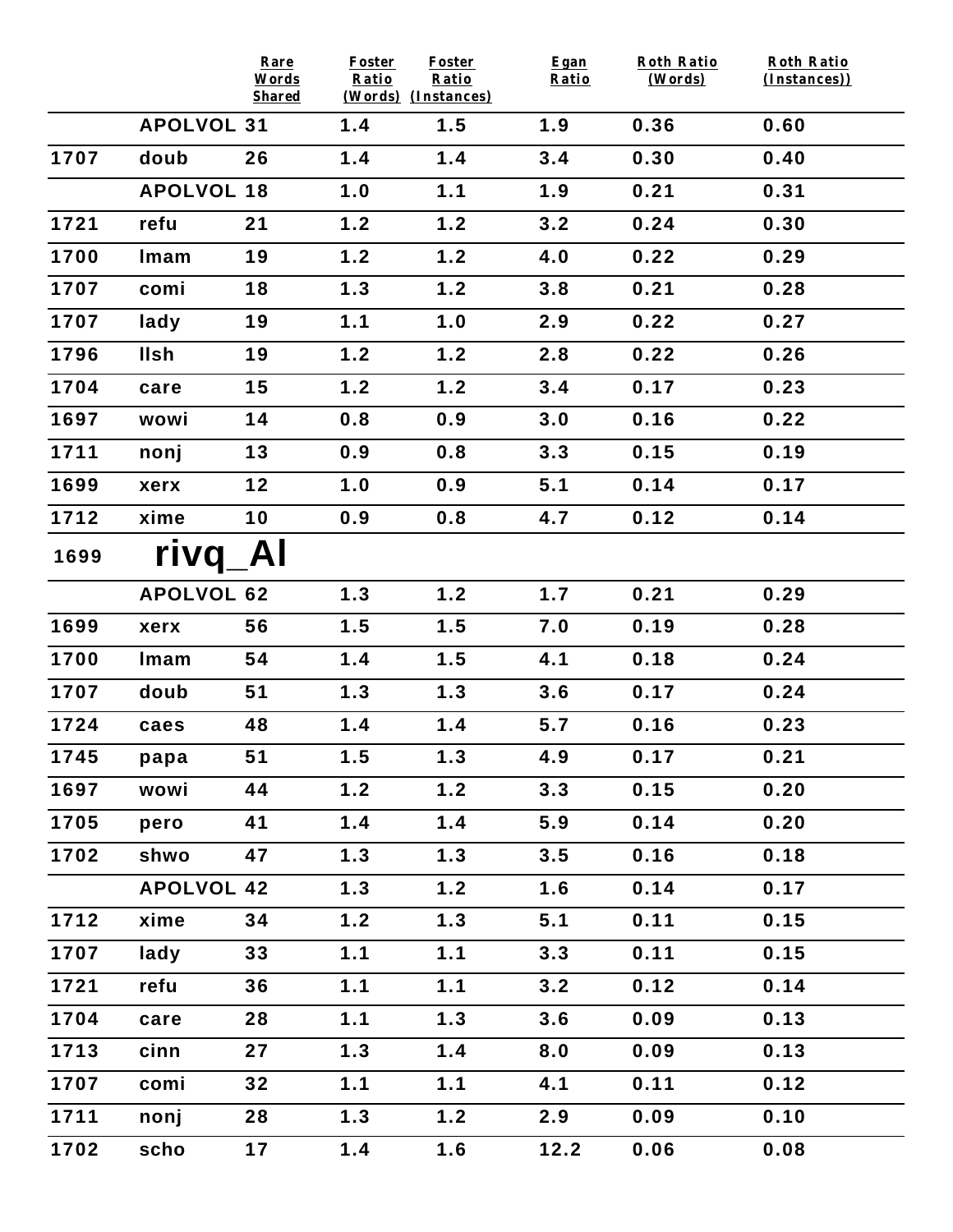| | | Rare Words Shared | Foster Ratio (Words) | Foster Ratio (Instances) | Egan Ratio | Roth Ratio (Words) | Roth Ratio (Instances)) |
|---|---|---|---|---|---|---|---|
| | APOLVOL | 31 | 1.4 | 1.5 | 1.9 | 0.36 | 0.60 |
| 1707 | doub | 26 | 1.4 | 1.4 | 3.4 | 0.30 | 0.40 |
| | APOLVOL | 18 | 1.0 | 1.1 | 1.9 | 0.21 | 0.31 |
| 1721 | refu | 21 | 1.2 | 1.2 | 3.2 | 0.24 | 0.30 |
| 1700 | lmam | 19 | 1.2 | 1.2 | 4.0 | 0.22 | 0.29 |
| 1707 | comi | 18 | 1.3 | 1.2 | 3.8 | 0.21 | 0.28 |
| 1707 | lady | 19 | 1.1 | 1.0 | 2.9 | 0.22 | 0.27 |
| 1796 | llsh | 19 | 1.2 | 1.2 | 2.8 | 0.22 | 0.26 |
| 1704 | care | 15 | 1.2 | 1.2 | 3.4 | 0.17 | 0.23 |
| 1697 | wowi | 14 | 0.8 | 0.9 | 3.0 | 0.16 | 0.22 |
| 1711 | nonj | 13 | 0.9 | 0.8 | 3.3 | 0.15 | 0.19 |
| 1699 | xerx | 12 | 1.0 | 0.9 | 5.1 | 0.14 | 0.17 |
| 1712 | xime | 10 | 0.9 | 0.8 | 4.7 | 0.12 | 0.14 |
| 1699 | **rivq_Al** | | | | | | |
| | APOLVOL | 62 | 1.3 | 1.2 | 1.7 | 0.21 | 0.29 |
| 1699 | xerx | 56 | 1.5 | 1.5 | 7.0 | 0.19 | 0.28 |
| 1700 | lmam | 54 | 1.4 | 1.5 | 4.1 | 0.18 | 0.24 |
| 1707 | doub | 51 | 1.3 | 1.3 | 3.6 | 0.17 | 0.24 |
| 1724 | caes | 48 | 1.4 | 1.4 | 5.7 | 0.16 | 0.23 |
| 1745 | papa | 51 | 1.5 | 1.3 | 4.9 | 0.17 | 0.21 |
| 1697 | wowi | 44 | 1.2 | 1.2 | 3.3 | 0.15 | 0.20 |
| 1705 | pero | 41 | 1.4 | 1.4 | 5.9 | 0.14 | 0.20 |
| 1702 | shwo | 47 | 1.3 | 1.3 | 3.5 | 0.16 | 0.18 |
| | APOLVOL | 42 | 1.3 | 1.2 | 1.6 | 0.14 | 0.17 |
| 1712 | xime | 34 | 1.2 | 1.3 | 5.1 | 0.11 | 0.15 |
| 1707 | lady | 33 | 1.1 | 1.1 | 3.3 | 0.11 | 0.15 |
| 1721 | refu | 36 | 1.1 | 1.1 | 3.2 | 0.12 | 0.14 |
| 1704 | care | 28 | 1.1 | 1.3 | 3.6 | 0.09 | 0.13 |
| 1713 | cinn | 27 | 1.3 | 1.4 | 8.0 | 0.09 | 0.13 |
| 1707 | comi | 32 | 1.1 | 1.1 | 4.1 | 0.11 | 0.12 |
| 1711 | nonj | 28 | 1.3 | 1.2 | 2.9 | 0.09 | 0.10 |
| 1702 | scho | 17 | 1.4 | 1.6 | 12.2 | 0.06 | 0.08 |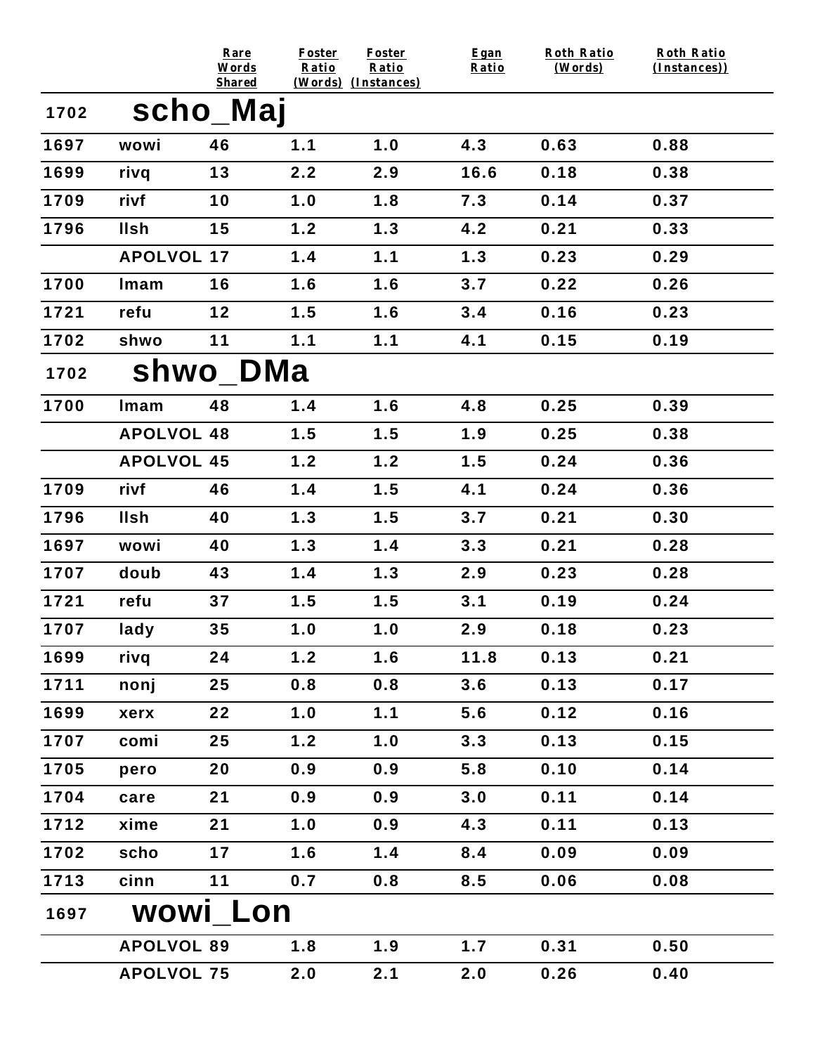| | | Rare Words Shared | Foster Ratio (Words) | Foster Ratio (Instances) | Egan Ratio | Roth Ratio (Words) | Roth Ratio (Instances)) |
|---|---|---|---|---|---|---|---|
| 1702 | **scho_Maj** | | | | | | |
| 1697 | wowi | 46 | 1.1 | 1.0 | 4.3 | 0.63 | 0.88 |
| 1699 | rivq | 13 | 2.2 | 2.9 | 16.6 | 0.18 | 0.38 |
| 1709 | rivf | 10 | 1.0 | 1.8 | 7.3 | 0.14 | 0.37 |
| 1796 | llsh | 15 | 1.2 | 1.3 | 4.2 | 0.21 | 0.33 |
| | APOLVOL | 17 | 1.4 | 1.1 | 1.3 | 0.23 | 0.29 |
| 1700 | lmam | 16 | 1.6 | 1.6 | 3.7 | 0.22 | 0.26 |
| 1721 | refu | 12 | 1.5 | 1.6 | 3.4 | 0.16 | 0.23 |
| 1702 | shwo | 11 | 1.1 | 1.1 | 4.1 | 0.15 | 0.19 |
| 1702 | **shwo_DMa** | | | | | | |
| 1700 | lmam | 48 | 1.4 | 1.6 | 4.8 | 0.25 | 0.39 |
| | APOLVOL | 48 | 1.5 | 1.5 | 1.9 | 0.25 | 0.38 |
| | APOLVOL | 45 | 1.2 | 1.2 | 1.5 | 0.24 | 0.36 |
| 1709 | rivf | 46 | 1.4 | 1.5 | 4.1 | 0.24 | 0.36 |
| 1796 | llsh | 40 | 1.3 | 1.5 | 3.7 | 0.21 | 0.30 |
| 1697 | wowi | 40 | 1.3 | 1.4 | 3.3 | 0.21 | 0.28 |
| 1707 | doub | 43 | 1.4 | 1.3 | 2.9 | 0.23 | 0.28 |
| 1721 | refu | 37 | 1.5 | 1.5 | 3.1 | 0.19 | 0.24 |
| 1707 | lady | 35 | 1.0 | 1.0 | 2.9 | 0.18 | 0.23 |
| 1699 | rivq | 24 | 1.2 | 1.6 | 11.8 | 0.13 | 0.21 |
| 1711 | nonj | 25 | 0.8 | 0.8 | 3.6 | 0.13 | 0.17 |
| 1699 | xerx | 22 | 1.0 | 1.1 | 5.6 | 0.12 | 0.16 |
| 1707 | comi | 25 | 1.2 | 1.0 | 3.3 | 0.13 | 0.15 |
| 1705 | pero | 20 | 0.9 | 0.9 | 5.8 | 0.10 | 0.14 |
| 1704 | care | 21 | 0.9 | 0.9 | 3.0 | 0.11 | 0.14 |
| 1712 | xime | 21 | 1.0 | 0.9 | 4.3 | 0.11 | 0.13 |
| 1702 | scho | 17 | 1.6 | 1.4 | 8.4 | 0.09 | 0.09 |
| 1713 | cinn | 11 | 0.7 | 0.8 | 8.5 | 0.06 | 0.08 |
| 1697 | **wowi_Lon** | | | | | | |
| | APOLVOL | 89 | 1.8 | 1.9 | 1.7 | 0.31 | 0.50 |
| | APOLVOL | 75 | 2.0 | 2.1 | 2.0 | 0.26 | 0.40 |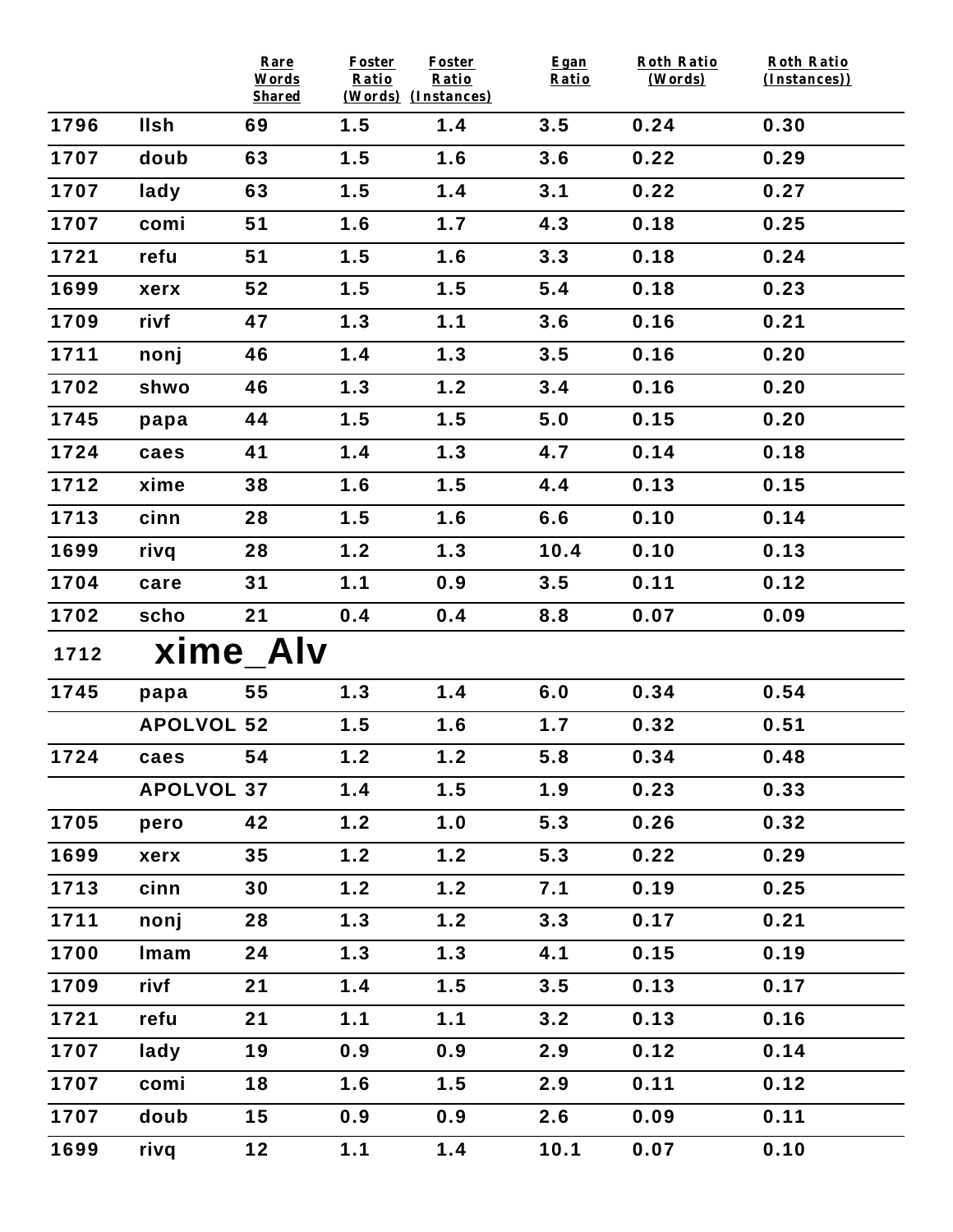| | | Rare Words Shared | Foster Ratio (Words) | Foster Ratio (Instances) | Egan Ratio | Roth Ratio (Words) | Roth Ratio (Instances)) |
|---|---|---|---|---|---|---|---|
| 1796 | llsh | 69 | 1.5 | 1.4 | 3.5 | 0.24 | 0.30 |
| 1707 | doub | 63 | 1.5 | 1.6 | 3.6 | 0.22 | 0.29 |
| 1707 | lady | 63 | 1.5 | 1.4 | 3.1 | 0.22 | 0.27 |
| 1707 | comi | 51 | 1.6 | 1.7 | 4.3 | 0.18 | 0.25 |
| 1721 | refu | 51 | 1.5 | 1.6 | 3.3 | 0.18 | 0.24 |
| 1699 | xerx | 52 | 1.5 | 1.5 | 5.4 | 0.18 | 0.23 |
| 1709 | rivf | 47 | 1.3 | 1.1 | 3.6 | 0.16 | 0.21 |
| 1711 | nonj | 46 | 1.4 | 1.3 | 3.5 | 0.16 | 0.20 |
| 1702 | shwo | 46 | 1.3 | 1.2 | 3.4 | 0.16 | 0.20 |
| 1745 | papa | 44 | 1.5 | 1.5 | 5.0 | 0.15 | 0.20 |
| 1724 | caes | 41 | 1.4 | 1.3 | 4.7 | 0.14 | 0.18 |
| 1712 | xime | 38 | 1.6 | 1.5 | 4.4 | 0.13 | 0.15 |
| 1713 | cinn | 28 | 1.5 | 1.6 | 6.6 | 0.10 | 0.14 |
| 1699 | rivq | 28 | 1.2 | 1.3 | 10.4 | 0.10 | 0.13 |
| 1704 | care | 31 | 1.1 | 0.9 | 3.5 | 0.11 | 0.12 |
| 1702 | scho | 21 | 0.4 | 0.4 | 8.8 | 0.07 | 0.09 |
| 1712 | **xime_Alv** | | | | | | |
| 1745 | papa | 55 | 1.3 | 1.4 | 6.0 | 0.34 | 0.54 |
| | APOLVOL | 52 | 1.5 | 1.6 | 1.7 | 0.32 | 0.51 |
| 1724 | caes | 54 | 1.2 | 1.2 | 5.8 | 0.34 | 0.48 |
| | APOLVOL | 37 | 1.4 | 1.5 | 1.9 | 0.23 | 0.33 |
| 1705 | pero | 42 | 1.2 | 1.0 | 5.3 | 0.26 | 0.32 |
| 1699 | xerx | 35 | 1.2 | 1.2 | 5.3 | 0.22 | 0.29 |
| 1713 | cinn | 30 | 1.2 | 1.2 | 7.1 | 0.19 | 0.25 |
| 1711 | nonj | 28 | 1.3 | 1.2 | 3.3 | 0.17 | 0.21 |
| 1700 | lmam | 24 | 1.3 | 1.3 | 4.1 | 0.15 | 0.19 |
| 1709 | rivf | 21 | 1.4 | 1.5 | 3.5 | 0.13 | 0.17 |
| 1721 | refu | 21 | 1.1 | 1.1 | 3.2 | 0.13 | 0.16 |
| 1707 | lady | 19 | 0.9 | 0.9 | 2.9 | 0.12 | 0.14 |
| 1707 | comi | 18 | 1.6 | 1.5 | 2.9 | 0.11 | 0.12 |
| 1707 | doub | 15 | 0.9 | 0.9 | 2.6 | 0.09 | 0.11 |
| 1699 | rivq | 12 | 1.1 | 1.4 | 10.1 | 0.07 | 0.10 |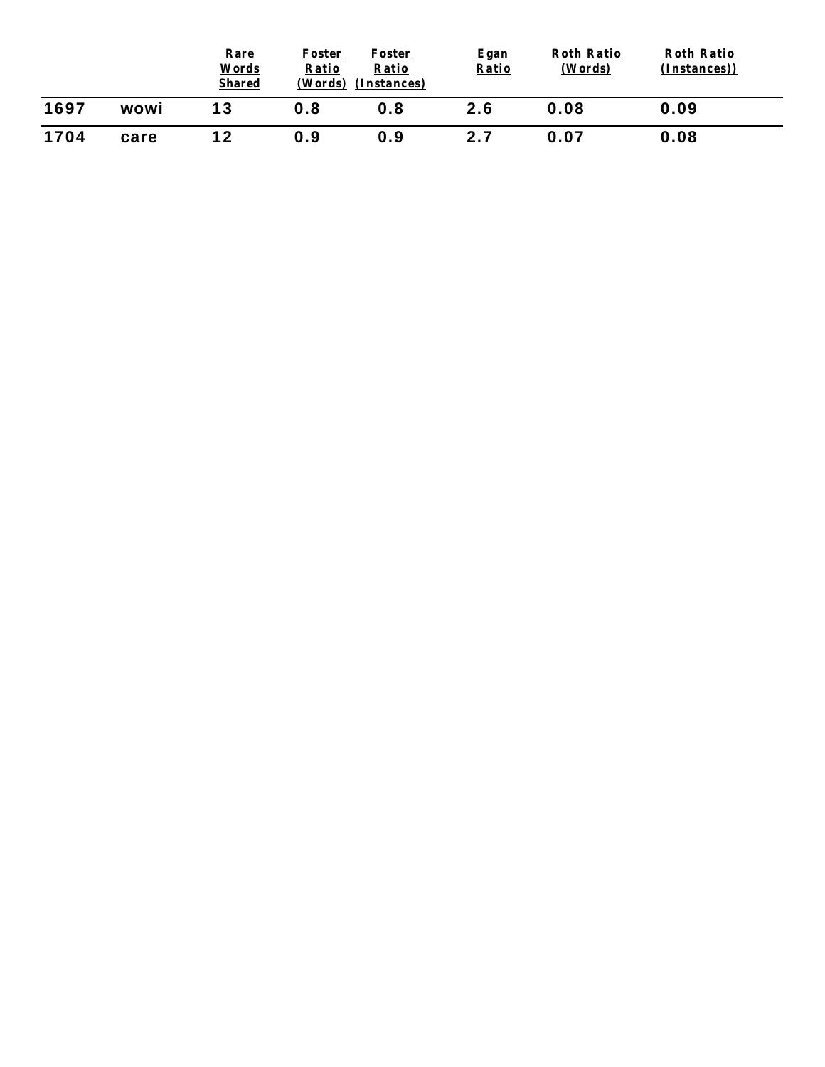| | | Rare Words Shared | Foster Ratio (Words) | Foster Ratio (Instances) | Egan Ratio | Roth Ratio (Words) | Roth Ratio (Instances)) |
|---|---|---|---|---|---|---|---|
| 1697 | wowi | 13 | 0.8 | 0.8 | 2.6 | 0.08 | 0.09 |
| 1704 | care | 12 | 0.9 | 0.9 | 2.7 | 0.07 | 0.08 |